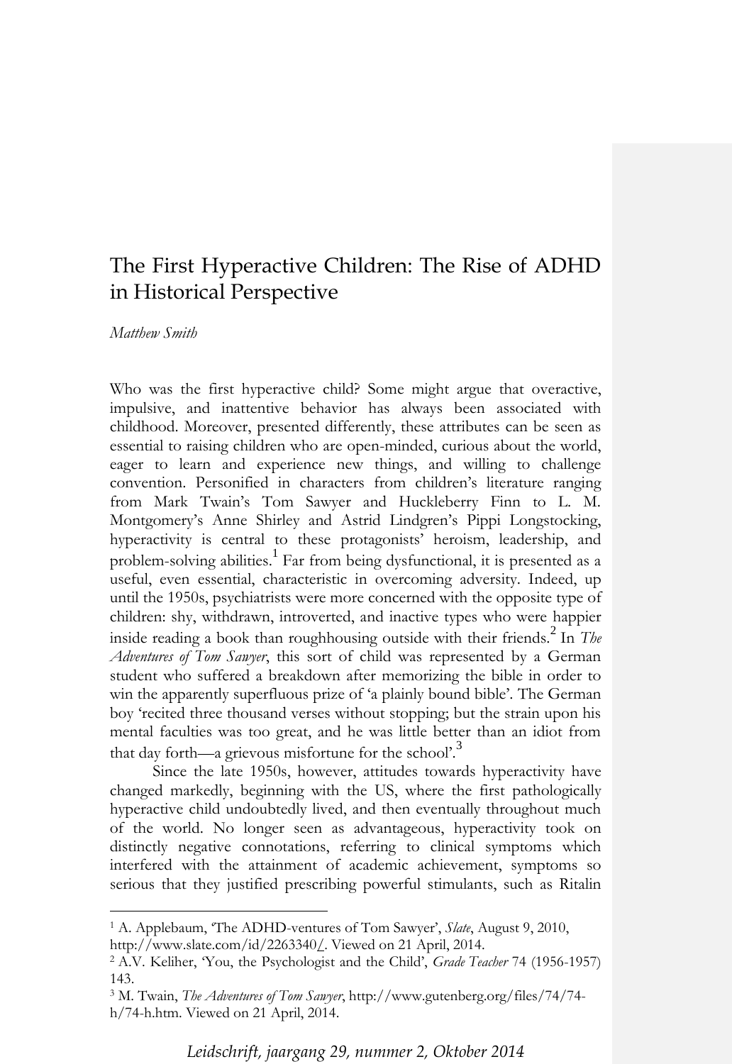# The First Hyperactive Children: The Rise of ADHD in Historical Perspective

*Matthew Smith*

Who was the first hyperactive child? Some might argue that overactive, impulsive, and inattentive behavior has always been associated with childhood. Moreover, presented differently, these attributes can be seen as essential to raising children who are open-minded, curious about the world, eager to learn and experience new things, and willing to challenge convention. Personified in characters from children's literature ranging from Mark Twain's Tom Sawyer and Huckleberry Finn to L. M. Montgomery's Anne Shirley and Astrid Lindgren's Pippi Longstocking, hyperactivity is central to these protagonists' heroism, leadership, and problem-solving abilities.[1] Far from being dysfunctional, it is presented as a useful, even essential, characteristic in overcoming adversity. Indeed, up until the 1950s, psychiatrists were more concerned with the opposite type of children: shy, withdrawn, introverted, and inactive types who were happier inside reading a book than roughhousing outside with their friends.[2] In *The Adventures of Tom Sawyer*, this sort of child was represented by a German student who suffered a breakdown after memorizing the bible in order to win the apparently superfluous prize of 'a plainly bound bible'. The German boy 'recited three thousand verses without stopping; but the strain upon his mental faculties was too great, and he was little better than an idiot from that day forth—a grievous misfortune for the school'.[3]

Since the late 1950s, however, attitudes towards hyperactivity have changed markedly, beginning with the US, where the first pathologically hyperactive child undoubtedly lived, and then eventually throughout much of the world. No longer seen as advantageous, hyperactivity took on distinctly negative connotations, referring to clinical symptoms which interfered with the attainment of academic achievement, symptoms so serious that they justified prescribing powerful stimulants, such as Ritalin

---

[1] A. Applebaum, 'The ADHD-ventures of Tom Sawyer', *Slate*, August 9, 2010, http://www.slate.com/id/2263340/. Viewed on 21 April, 2014.

[2] A.V. Keliher, 'You, the Psychologist and the Child', *Grade Teacher* 74 (1956-1957) 143.

[3] M. Twain, *The Adventures of Tom Sawyer*, http://www.gutenberg.org/files/74/74-h/74-h.htm. Viewed on 21 April, 2014.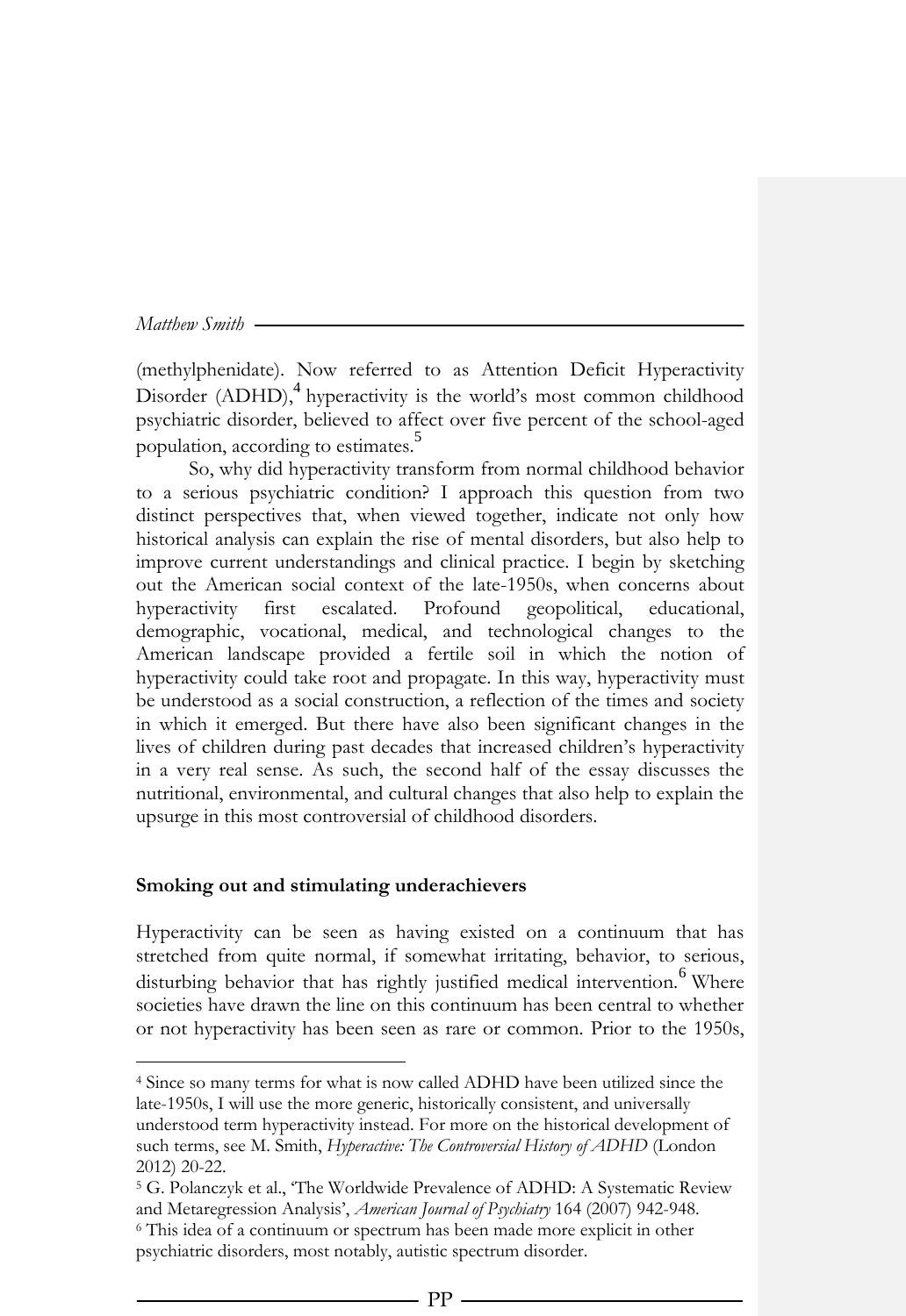(methylphenidate). Now referred to as Attention Deficit Hyperactivity Disorder (ADHD),[4] hyperactivity is the world's most common childhood psychiatric disorder, believed to affect over five percent of the school-aged population, according to estimates.[5]

So, why did hyperactivity transform from normal childhood behavior to a serious psychiatric condition? I approach this question from two distinct perspectives that, when viewed together, indicate not only how historical analysis can explain the rise of mental disorders, but also help to improve current understandings and clinical practice. I begin by sketching out the American social context of the late-1950s, when concerns about hyperactivity first escalated. Profound geopolitical, educational, demographic, vocational, medical, and technological changes to the American landscape provided a fertile soil in which the notion of hyperactivity could take root and propagate. In this way, hyperactivity must be understood as a social construction, a reflection of the times and society in which it emerged. But there have also been significant changes in the lives of children during past decades that increased children's hyperactivity in a very real sense. As such, the second half of the essay discusses the nutritional, environmental, and cultural changes that also help to explain the upsurge in this most controversial of childhood disorders.

### Smoking out and stimulating underachievers

Hyperactivity can be seen as having existed on a continuum that has stretched from quite normal, if somewhat irritating, behavior, to serious, disturbing behavior that has rightly justified medical intervention.[6] Where societies have drawn the line on this continuum has been central to whether or not hyperactivity has been seen as rare or common. Prior to the 1950s,

---

[4] Since so many terms for what is now called ADHD have been utilized since the late-1950s, I will use the more generic, historically consistent, and universally understood term hyperactivity instead. For more on the historical development of such terms, see M. Smith, *Hyperactive: The Controversial History of ADHD* (London 2012) 20-22.

[5] G. Polanczyk et al., 'The Worldwide Prevalence of ADHD: A Systematic Review and Metaregression Analysis', *American Journal of Psychiatry* 164 (2007) 942-948.

[6] This idea of a continuum or spectrum has been made more explicit in other psychiatric disorders, most notably, autistic spectrum disorder.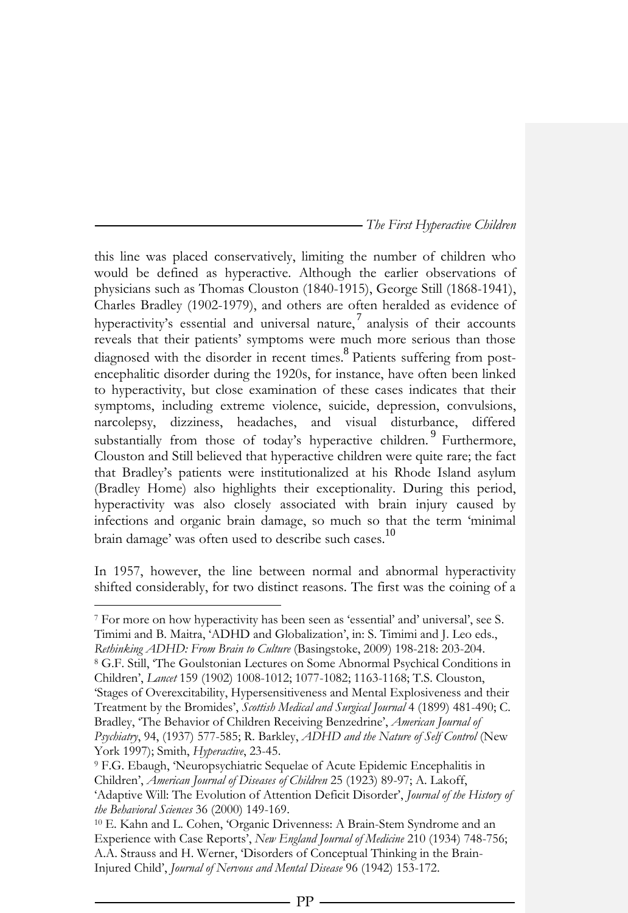this line was placed conservatively, limiting the number of children who would be defined as hyperactive. Although the earlier observations of physicians such as Thomas Clouston (1840-1915), George Still (1868-1941), Charles Bradley (1902-1979), and others are often heralded as evidence of hyperactivity's essential and universal nature,[7] analysis of their accounts reveals that their patients' symptoms were much more serious than those diagnosed with the disorder in recent times.[8] Patients suffering from post-encephalitic disorder during the 1920s, for instance, have often been linked to hyperactivity, but close examination of these cases indicates that their symptoms, including extreme violence, suicide, depression, convulsions, narcolepsy, dizziness, headaches, and visual disturbance, differed substantially from those of today's hyperactive children.[9] Furthermore, Clouston and Still believed that hyperactive children were quite rare; the fact that Bradley's patients were institutionalized at his Rhode Island asylum (Bradley Home) also highlights their exceptionality. During this period, hyperactivity was also closely associated with brain injury caused by infections and organic brain damage, so much so that the term 'minimal brain damage' was often used to describe such cases.[10]

In 1957, however, the line between normal and abnormal hyperactivity shifted considerably, for two distinct reasons. The first was the coining of a

---

[7] For more on how hyperactivity has been seen as 'essential' and' universal', see S. Timimi and B. Maitra, 'ADHD and Globalization', in: S. Timimi and J. Leo eds., *Rethinking ADHD: From Brain to Culture* (Basingstoke, 2009) 198-218: 203-204.

[8] G.F. Still, 'The Goulstonian Lectures on Some Abnormal Psychical Conditions in Children', *Lancet* 159 (1902) 1008-1012; 1077-1082; 1163-1168; T.S. Clouston, 'Stages of Overexcitability, Hypersensitiveness and Mental Explosiveness and their Treatment by the Bromides', *Scottish Medical and Surgical Journal* 4 (1899) 481-490; C. Bradley, 'The Behavior of Children Receiving Benzedrine', *American Journal of Psychiatry*, 94, (1937) 577-585; R. Barkley, *ADHD and the Nature of Self Control* (New York 1997); Smith, *Hyperactive*, 23-45.

[9] F.G. Ebaugh, 'Neuropsychiatric Sequelae of Acute Epidemic Encephalitis in Children', *American Journal of Diseases of Children* 25 (1923) 89-97; A. Lakoff, 'Adaptive Will: The Evolution of Attention Deficit Disorder', *Journal of the History of the Behavioral Sciences* 36 (2000) 149-169.

[10] E. Kahn and L. Cohen, 'Organic Drivenness: A Brain-Stem Syndrome and an Experience with Case Reports', *New England Journal of Medicine* 210 (1934) 748-756; A.A. Strauss and H. Werner, 'Disorders of Conceptual Thinking in the Brain-Injured Child', *Journal of Nervous and Mental Disease* 96 (1942) 153-172.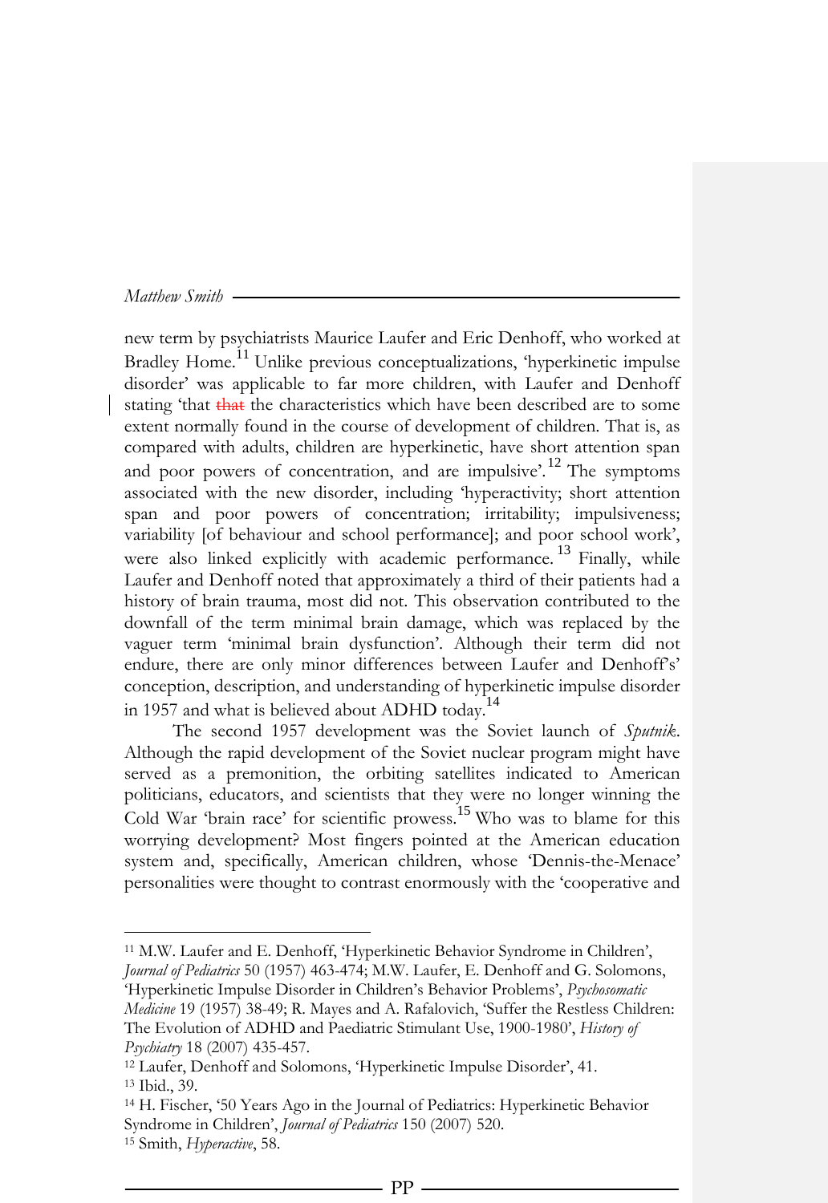new term by psychiatrists Maurice Laufer and Eric Denhoff, who worked at Bradley Home.[11] Unlike previous conceptualizations, 'hyperkinetic impulse disorder' was applicable to far more children, with Laufer and Denhoff stating 'that ~~that~~ the characteristics which have been described are to some extent normally found in the course of development of children. That is, as compared with adults, children are hyperkinetic, have short attention span and poor powers of concentration, and are impulsive'.[12] The symptoms associated with the new disorder, including 'hyperactivity; short attention span and poor powers of concentration; irritability; impulsiveness; variability [of behaviour and school performance]; and poor school work', were also linked explicitly with academic performance.[13] Finally, while Laufer and Denhoff noted that approximately a third of their patients had a history of brain trauma, most did not. This observation contributed to the downfall of the term minimal brain damage, which was replaced by the vaguer term 'minimal brain dysfunction'. Although their term did not endure, there are only minor differences between Laufer and Denhoff's' conception, description, and understanding of hyperkinetic impulse disorder in 1957 and what is believed about ADHD today.[14]

The second 1957 development was the Soviet launch of *Sputnik*. Although the rapid development of the Soviet nuclear program might have served as a premonition, the orbiting satellites indicated to American politicians, educators, and scientists that they were no longer winning the Cold War 'brain race' for scientific prowess.[15] Who was to blame for this worrying development? Most fingers pointed at the American education system and, specifically, American children, whose 'Dennis-the-Menace' personalities were thought to contrast enormously with the 'cooperative and

---

[11] M.W. Laufer and E. Denhoff, 'Hyperkinetic Behavior Syndrome in Children', *Journal of Pediatrics* 50 (1957) 463-474; M.W. Laufer, E. Denhoff and G. Solomons, 'Hyperkinetic Impulse Disorder in Children's Behavior Problems', *Psychosomatic Medicine* 19 (1957) 38-49; R. Mayes and A. Rafalovich, 'Suffer the Restless Children: The Evolution of ADHD and Paediatric Stimulant Use, 1900-1980', *History of Psychiatry* 18 (2007) 435-457.

[12] Laufer, Denhoff and Solomons, 'Hyperkinetic Impulse Disorder', 41.

[13] Ibid., 39.

[14] H. Fischer, '50 Years Ago in the Journal of Pediatrics: Hyperkinetic Behavior Syndrome in Children', *Journal of Pediatrics* 150 (2007) 520.

[15] Smith, *Hyperactive*, 58.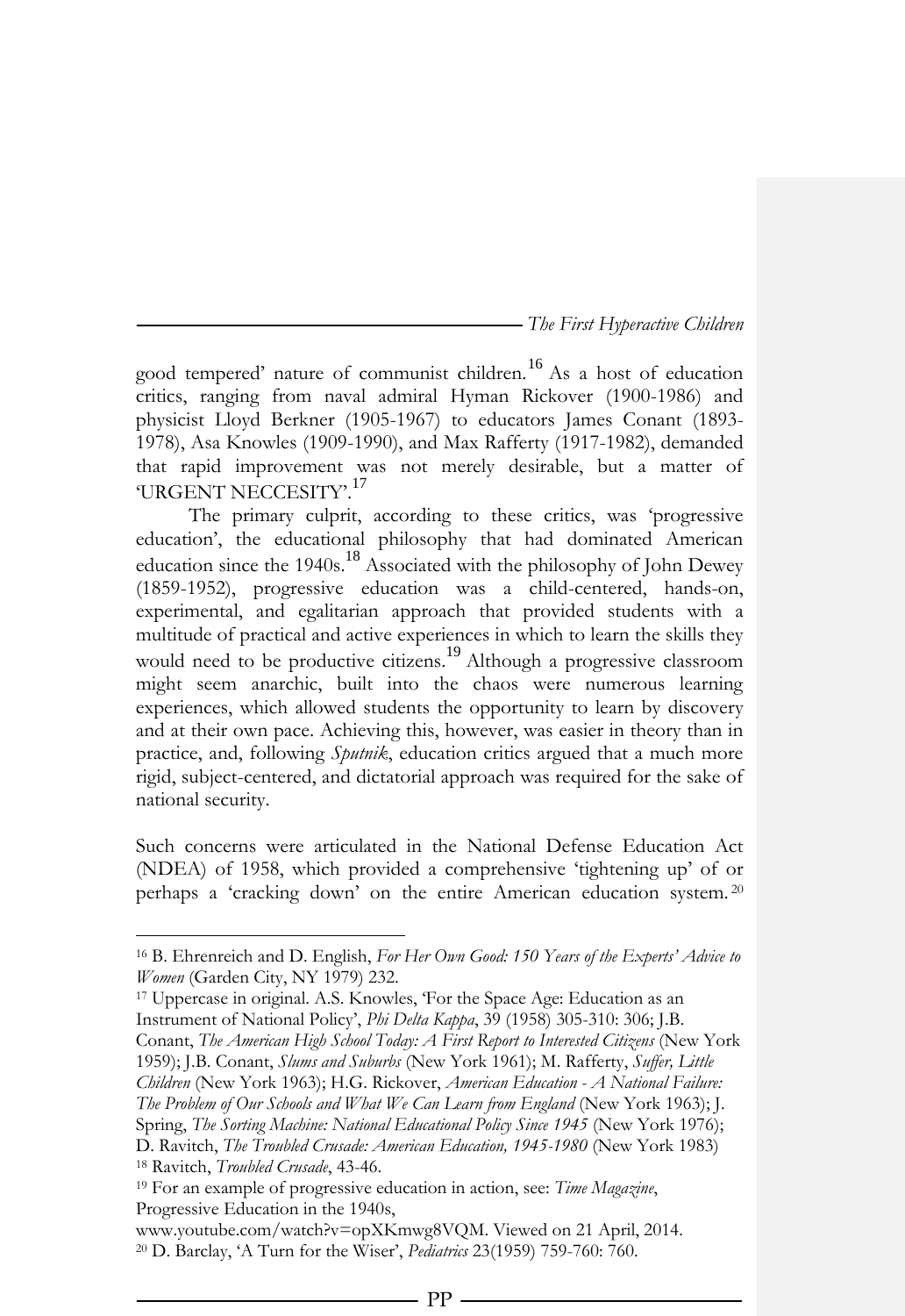good tempered' nature of communist children.[16] As a host of education critics, ranging from naval admiral Hyman Rickover (1900-1986) and physicist Lloyd Berkner (1905-1967) to educators James Conant (1893-1978), Asa Knowles (1909-1990), and Max Rafferty (1917-1982), demanded that rapid improvement was not merely desirable, but a matter of 'URGENT NECCESITY'.[17]

The primary culprit, according to these critics, was 'progressive education', the educational philosophy that had dominated American education since the 1940s.[18] Associated with the philosophy of John Dewey (1859-1952), progressive education was a child-centered, hands-on, experimental, and egalitarian approach that provided students with a multitude of practical and active experiences in which to learn the skills they would need to be productive citizens.[19] Although a progressive classroom might seem anarchic, built into the chaos were numerous learning experiences, which allowed students the opportunity to learn by discovery and at their own pace. Achieving this, however, was easier in theory than in practice, and, following *Sputnik*, education critics argued that a much more rigid, subject-centered, and dictatorial approach was required for the sake of national security.

Such concerns were articulated in the National Defense Education Act (NDEA) of 1958, which provided a comprehensive 'tightening up' of or perhaps a 'cracking down' on the entire American education system.[20]

---

[16] B. Ehrenreich and D. English, *For Her Own Good: 150 Years of the Experts' Advice to Women* (Garden City, NY 1979) 232.

[17] Uppercase in original. A.S. Knowles, 'For the Space Age: Education as an Instrument of National Policy', *Phi Delta Kappa*, 39 (1958) 305-310: 306; J.B. Conant, *The American High School Today: A First Report to Interested Citizens* (New York 1959); J.B. Conant, *Slums and Suburbs* (New York 1961); M. Rafferty, *Suffer, Little Children* (New York 1963); H.G. Rickover, *American Education - A National Failure: The Problem of Our Schools and What We Can Learn from England* (New York 1963); J. Spring, *The Sorting Machine: National Educational Policy Since 1945* (New York 1976); D. Ravitch, *The Troubled Crusade: American Education, 1945-1980* (New York 1983)

[18] Ravitch, *Troubled Crusade*, 43-46.

[19] For an example of progressive education in action, see: *Time Magazine*, Progressive Education in the 1940s, www.youtube.com/watch?v=opXKmwg8VQM. Viewed on 21 April, 2014.

[20] D. Barclay, 'A Turn for the Wiser', *Pediatrics* 23(1959) 759-760: 760.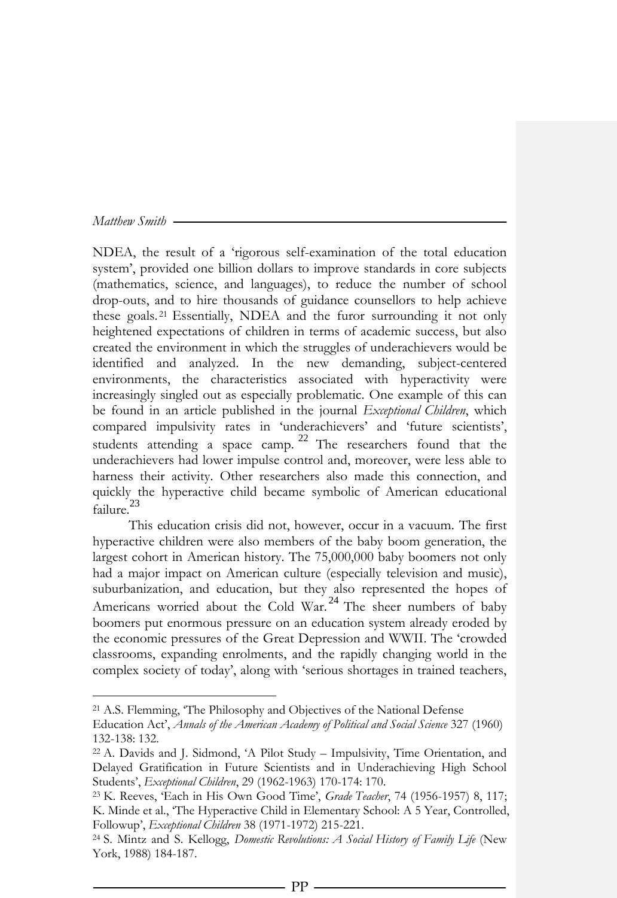NDEA, the result of a 'rigorous self-examination of the total education system', provided one billion dollars to improve standards in core subjects (mathematics, science, and languages), to reduce the number of school drop-outs, and to hire thousands of guidance counsellors to help achieve these goals.[21] Essentially, NDEA and the furor surrounding it not only heightened expectations of children in terms of academic success, but also created the environment in which the struggles of underachievers would be identified and analyzed. In the new demanding, subject-centered environments, the characteristics associated with hyperactivity were increasingly singled out as especially problematic. One example of this can be found in an article published in the journal *Exceptional Children*, which compared impulsivity rates in 'underachievers' and 'future scientists', students attending a space camp.[22] The researchers found that the underachievers had lower impulse control and, moreover, were less able to harness their activity. Other researchers also made this connection, and quickly the hyperactive child became symbolic of American educational failure.[23]

This education crisis did not, however, occur in a vacuum. The first hyperactive children were also members of the baby boom generation, the largest cohort in American history. The 75,000,000 baby boomers not only had a major impact on American culture (especially television and music), suburbanization, and education, but they also represented the hopes of Americans worried about the Cold War.[24] The sheer numbers of baby boomers put enormous pressure on an education system already eroded by the economic pressures of the Great Depression and WWII. The 'crowded classrooms, expanding enrolments, and the rapidly changing world in the complex society of today', along with 'serious shortages in trained teachers,

---

[21] A.S. Flemming, 'The Philosophy and Objectives of the National Defense Education Act', *Annals of the American Academy of Political and Social Science* 327 (1960) 132-138: 132.

[22] A. Davids and J. Sidmond, 'A Pilot Study – Impulsivity, Time Orientation, and Delayed Gratification in Future Scientists and in Underachieving High School Students', *Exceptional Children*, 29 (1962-1963) 170-174: 170.

[23] K. Reeves, 'Each in His Own Good Time', *Grade Teacher*, 74 (1956-1957) 8, 117; K. Minde et al., 'The Hyperactive Child in Elementary School: A 5 Year, Controlled, Followup', *Exceptional Children* 38 (1971-1972) 215-221.

[24] S. Mintz and S. Kellogg, *Domestic Revolutions: A Social History of Family Life* (New York, 1988) 184-187.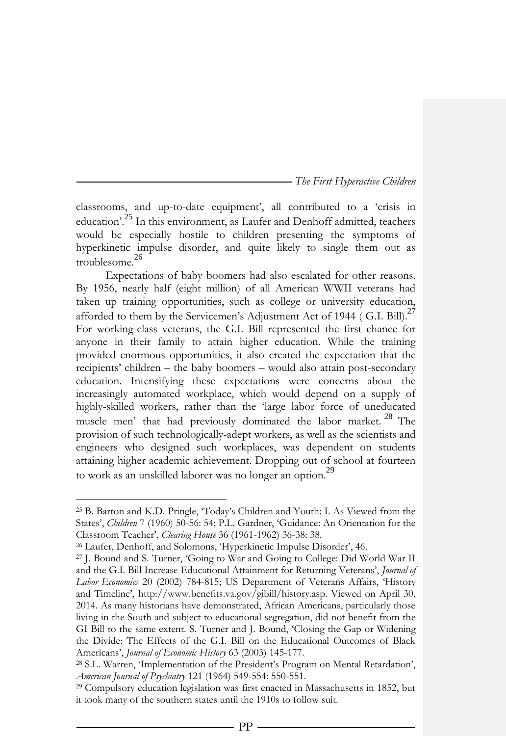classrooms, and up-to-date equipment', all contributed to a 'crisis in education'.[25] In this environment, as Laufer and Denhoff admitted, teachers would be especially hostile to children presenting the symptoms of hyperkinetic impulse disorder, and quite likely to single them out as troublesome.[26]

Expectations of baby boomers had also escalated for other reasons. By 1956, nearly half (eight million) of all American WWII veterans had taken up training opportunities, such as college or university education, afforded to them by the Servicemen's Adjustment Act of 1944 ( G.I. Bill).[27] For working-class veterans, the G.I. Bill represented the first chance for anyone in their family to attain higher education. While the training provided enormous opportunities, it also created the expectation that the recipients' children – the baby boomers – would also attain post-secondary education. Intensifying these expectations were concerns about the increasingly automated workplace, which would depend on a supply of highly-skilled workers, rather than the 'large labor force of uneducated muscle men' that had previously dominated the labor market.[28] The provision of such technologically-adept workers, as well as the scientists and engineers who designed such workplaces, was dependent on students attaining higher academic achievement. Dropping out of school at fourteen to work as an unskilled laborer was no longer an option.[29]

---

[25] B. Barton and K.D. Pringle, 'Today's Children and Youth: I. As Viewed from the States', *Children* 7 (1960) 50-56: 54; P.L. Gardner, 'Guidance: An Orientation for the Classroom Teacher', *Clearing House* 36 (1961-1962) 36-38: 38.

[26] Laufer, Denhoff, and Solomons, 'Hyperkinetic Impulse Disorder', 46.

[27] J. Bound and S. Turner, 'Going to War and Going to College: Did World War II and the G.I. Bill Increase Educational Attainment for Returning Veterans', *Journal of Labor Economics* 20 (2002) 784-815; US Department of Veterans Affairs, 'History and Timeline', http://www.benefits.va.gov/gibill/history.asp. Viewed on April 30, 2014. As many historians have demonstrated, African Americans, particularly those living in the South and subject to educational segregation, did not benefit from the GI Bill to the same extent. S. Turner and J. Bound, 'Closing the Gap or Widening the Divide: The Effects of the G.I. Bill on the Educational Outcomes of Black Americans', *Journal of Economic History* 63 (2003) 145-177.

[28] S.L. Warren, 'Implementation of the President's Program on Mental Retardation', *American Journal of Psychiatry* 121 (1964) 549-554: 550-551.

[29] Compulsory education legislation was first enacted in Massachusetts in 1852, but it took many of the southern states until the 1910s to follow suit.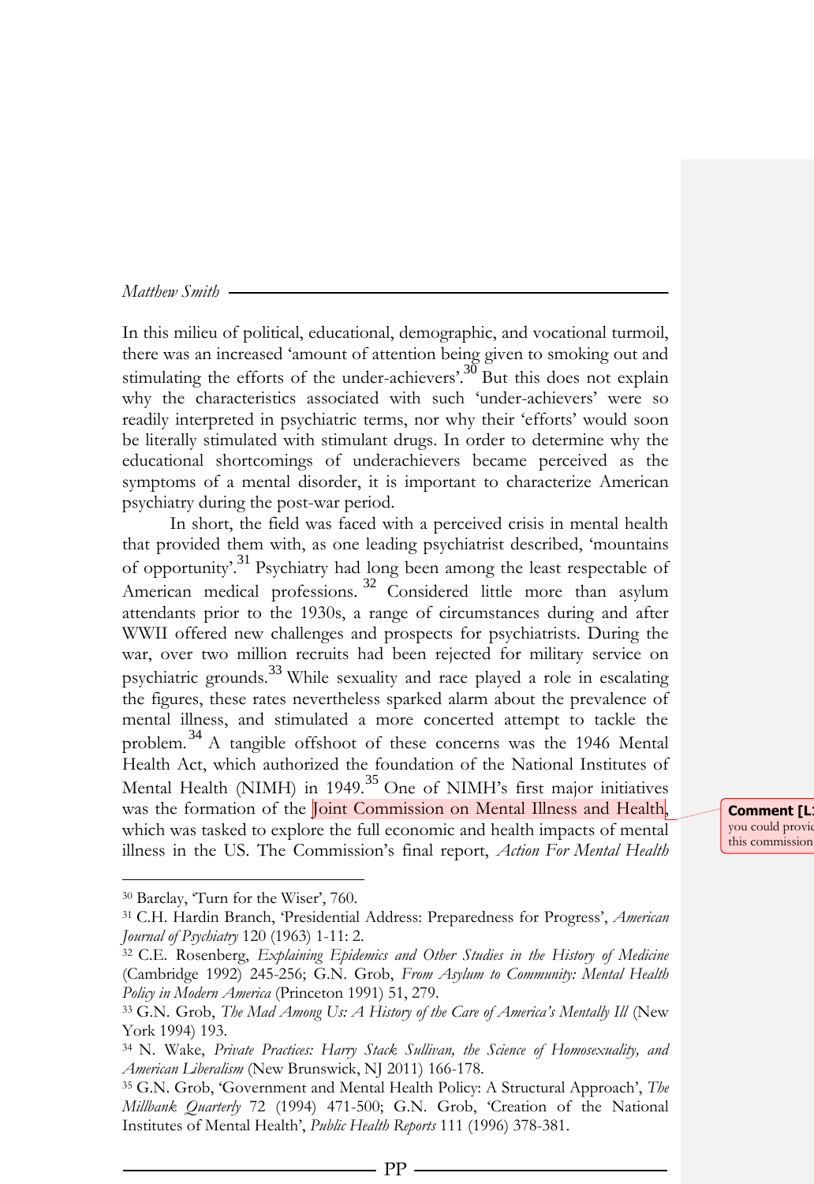In this milieu of political, educational, demographic, and vocational turmoil, there was an increased 'amount of attention being given to smoking out and stimulating the efforts of the under-achievers'.[30] But this does not explain why the characteristics associated with such 'under-achievers' were so readily interpreted in psychiatric terms, nor why their 'efforts' would soon be literally stimulated with stimulant drugs. In order to determine why the educational shortcomings of underachievers became perceived as the symptoms of a mental disorder, it is important to characterize American psychiatry during the post-war period.

In short, the field was faced with a perceived crisis in mental health that provided them with, as one leading psychiatrist described, 'mountains of opportunity'.[31] Psychiatry had long been among the least respectable of American medical professions.[32] Considered little more than asylum attendants prior to the 1930s, a range of circumstances during and after WWII offered new challenges and prospects for psychiatrists. During the war, over two million recruits had been rejected for military service on psychiatric grounds.[33] While sexuality and race played a role in escalating the figures, these rates nevertheless sparked alarm about the prevalence of mental illness, and stimulated a more concerted attempt to tackle the problem.[34] A tangible offshoot of these concerns was the 1946 Mental Health Act, which authorized the foundation of the National Institutes of Mental Health (NIMH) in 1949.[35] One of NIMH's first major initiatives was the formation of the Joint Commission on Mental Illness and Health, which was tasked to explore the full economic and health impacts of mental illness in the US. The Commission's final report, *Action For Mental Health*

---

[30] Barclay, 'Turn for the Wiser', 760.

[31] C.H. Hardin Branch, 'Presidential Address: Preparedness for Progress', *American Journal of Psychiatry* 120 (1963) 1-11: 2.

[32] C.E. Rosenberg, *Explaining Epidemics and Other Studies in the History of Medicine* (Cambridge 1992) 245-256; G.N. Grob, *From Asylum to Community: Mental Health Policy in Modern America* (Princeton 1991) 51, 279.

[33] G.N. Grob, *The Mad Among Us: A History of the Care of America's Mentally Ill* (New York 1994) 193.

[34] N. Wake, *Private Practices: Harry Stack Sullivan, the Science of Homosexuality, and American Liberalism* (New Brunswick, NJ 2011) 166-178.

[35] G.N. Grob, 'Government and Mental Health Policy: A Structural Approach', *The Millbank Quarterly* 72 (1994) 471-500; G.N. Grob, 'Creation of the National Institutes of Mental Health', *Public Health Reports* 111 (1996) 378-381.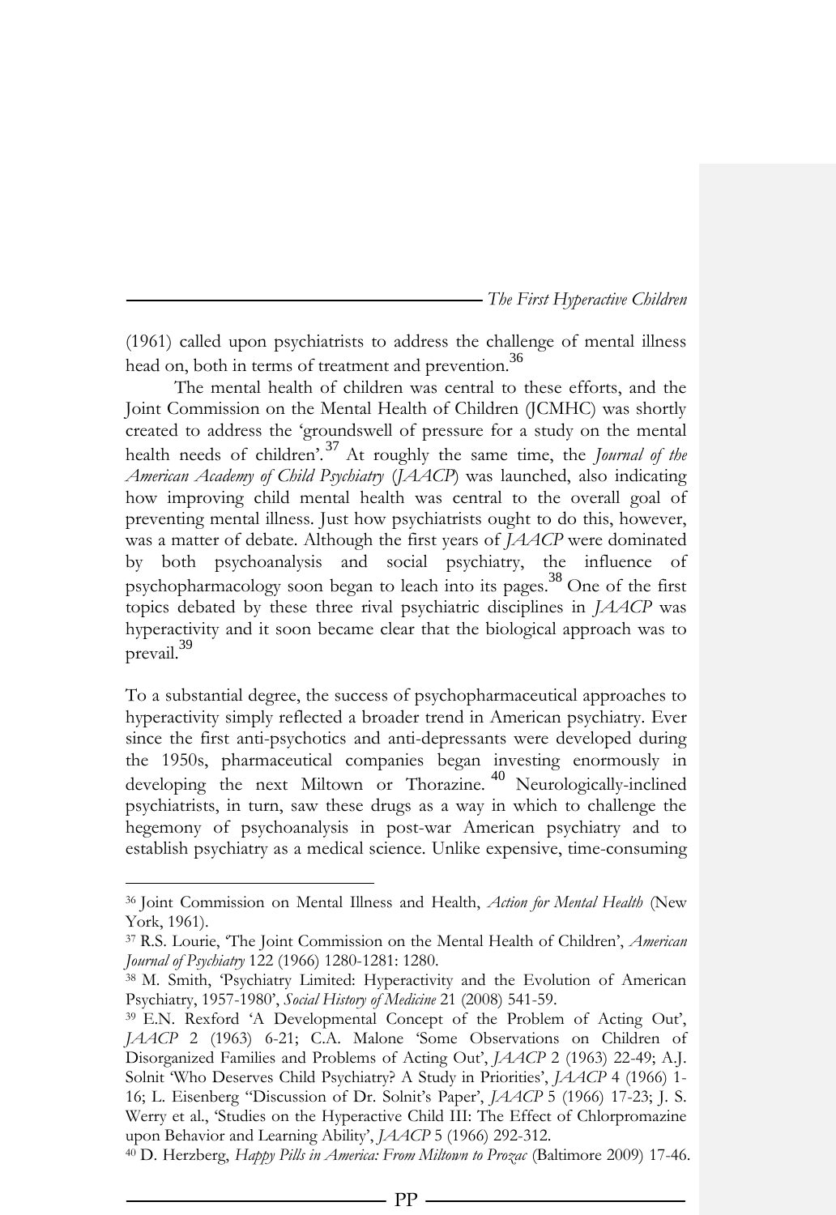(1961) called upon psychiatrists to address the challenge of mental illness head on, both in terms of treatment and prevention.[36]

The mental health of children was central to these efforts, and the Joint Commission on the Mental Health of Children (JCMHC) was shortly created to address the 'groundswell of pressure for a study on the mental health needs of children'.[37] At roughly the same time, the *Journal of the American Academy of Child Psychiatry* (*JAACP*) was launched, also indicating how improving child mental health was central to the overall goal of preventing mental illness. Just how psychiatrists ought to do this, however, was a matter of debate. Although the first years of *JAACP* were dominated by both psychoanalysis and social psychiatry, the influence of psychopharmacology soon began to leach into its pages.[38] One of the first topics debated by these three rival psychiatric disciplines in *JAACP* was hyperactivity and it soon became clear that the biological approach was to prevail.[39]

To a substantial degree, the success of psychopharmaceutical approaches to hyperactivity simply reflected a broader trend in American psychiatry. Ever since the first anti-psychotics and anti-depressants were developed during the 1950s, pharmaceutical companies began investing enormously in developing the next Miltown or Thorazine.[40] Neurologically-inclined psychiatrists, in turn, saw these drugs as a way in which to challenge the hegemony of psychoanalysis in post-war American psychiatry and to establish psychiatry as a medical science. Unlike expensive, time-consuming

---

[36] Joint Commission on Mental Illness and Health, *Action for Mental Health* (New York, 1961).

[37] R.S. Lourie, 'The Joint Commission on the Mental Health of Children', *American Journal of Psychiatry* 122 (1966) 1280-1281: 1280.

[38] M. Smith, 'Psychiatry Limited: Hyperactivity and the Evolution of American Psychiatry, 1957-1980', *Social History of Medicine* 21 (2008) 541-59.

[39] E.N. Rexford 'A Developmental Concept of the Problem of Acting Out', *JAACP* 2 (1963) 6-21; C.A. Malone 'Some Observations on Children of Disorganized Families and Problems of Acting Out', *JAACP* 2 (1963) 22-49; A.J. Solnit 'Who Deserves Child Psychiatry? A Study in Priorities', *JAACP* 4 (1966) 1-16; L. Eisenberg ''Discussion of Dr. Solnit's Paper', *JAACP* 5 (1966) 17-23; J. S. Werry et al., 'Studies on the Hyperactive Child III: The Effect of Chlorpromazine upon Behavior and Learning Ability', *JAACP* 5 (1966) 292-312.

[40] D. Herzberg, *Happy Pills in America: From Miltown to Prozac* (Baltimore 2009) 17-46.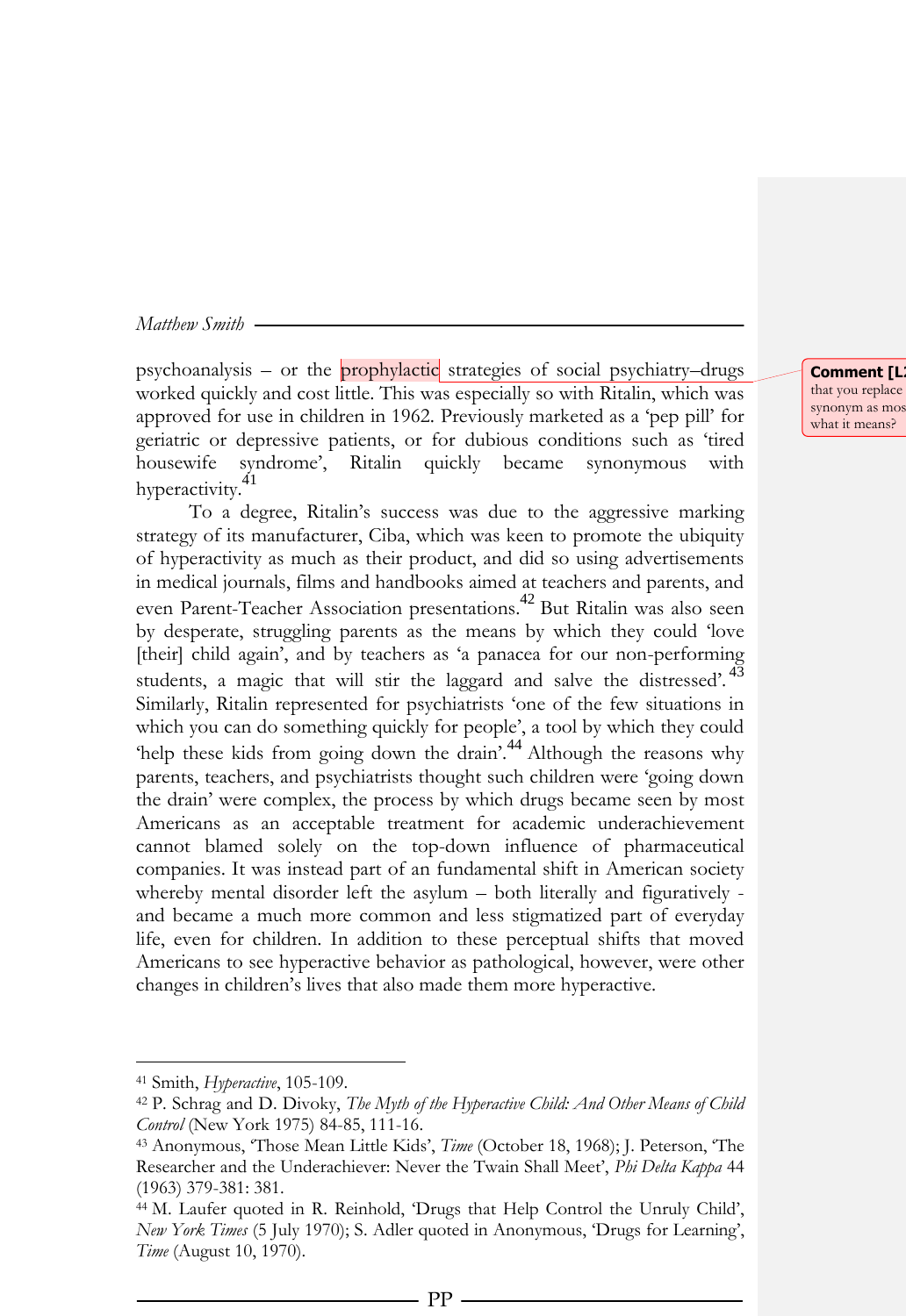psychoanalysis – or the prophylactic strategies of social psychiatry–drugs worked quickly and cost little. This was especially so with Ritalin, which was approved for use in children in 1962. Previously marketed as a 'pep pill' for geriatric or depressive patients, or for dubious conditions such as 'tired housewife syndrome', Ritalin quickly became synonymous with hyperactivity.[41]

To a degree, Ritalin's success was due to the aggressive marking strategy of its manufacturer, Ciba, which was keen to promote the ubiquity of hyperactivity as much as their product, and did so using advertisements in medical journals, films and handbooks aimed at teachers and parents, and even Parent-Teacher Association presentations.[42] But Ritalin was also seen by desperate, struggling parents as the means by which they could 'love [their] child again', and by teachers as 'a panacea for our non-performing students, a magic that will stir the laggard and salve the distressed'.[43] Similarly, Ritalin represented for psychiatrists 'one of the few situations in which you can do something quickly for people', a tool by which they could 'help these kids from going down the drain'.[44] Although the reasons why parents, teachers, and psychiatrists thought such children were 'going down the drain' were complex, the process by which drugs became seen by most Americans as an acceptable treatment for academic underachievement cannot blamed solely on the top-down influence of pharmaceutical companies. It was instead part of an fundamental shift in American society whereby mental disorder left the asylum – both literally and figuratively - and became a much more common and less stigmatized part of everyday life, even for children. In addition to these perceptual shifts that moved Americans to see hyperactive behavior as pathological, however, were other changes in children's lives that also made them more hyperactive.

---

[41] Smith, *Hyperactive*, 105-109.

[42] P. Schrag and D. Divoky, *The Myth of the Hyperactive Child: And Other Means of Child Control* (New York 1975) 84-85, 111-16.

[43] Anonymous, 'Those Mean Little Kids', *Time* (October 18, 1968); J. Peterson, 'The Researcher and the Underachiever: Never the Twain Shall Meet', *Phi Delta Kappa* 44 (1963) 379-381: 381.

[44] M. Laufer quoted in R. Reinhold, 'Drugs that Help Control the Unruly Child', *New York Times* (5 July 1970); S. Adler quoted in Anonymous, 'Drugs for Learning', *Time* (August 10, 1970).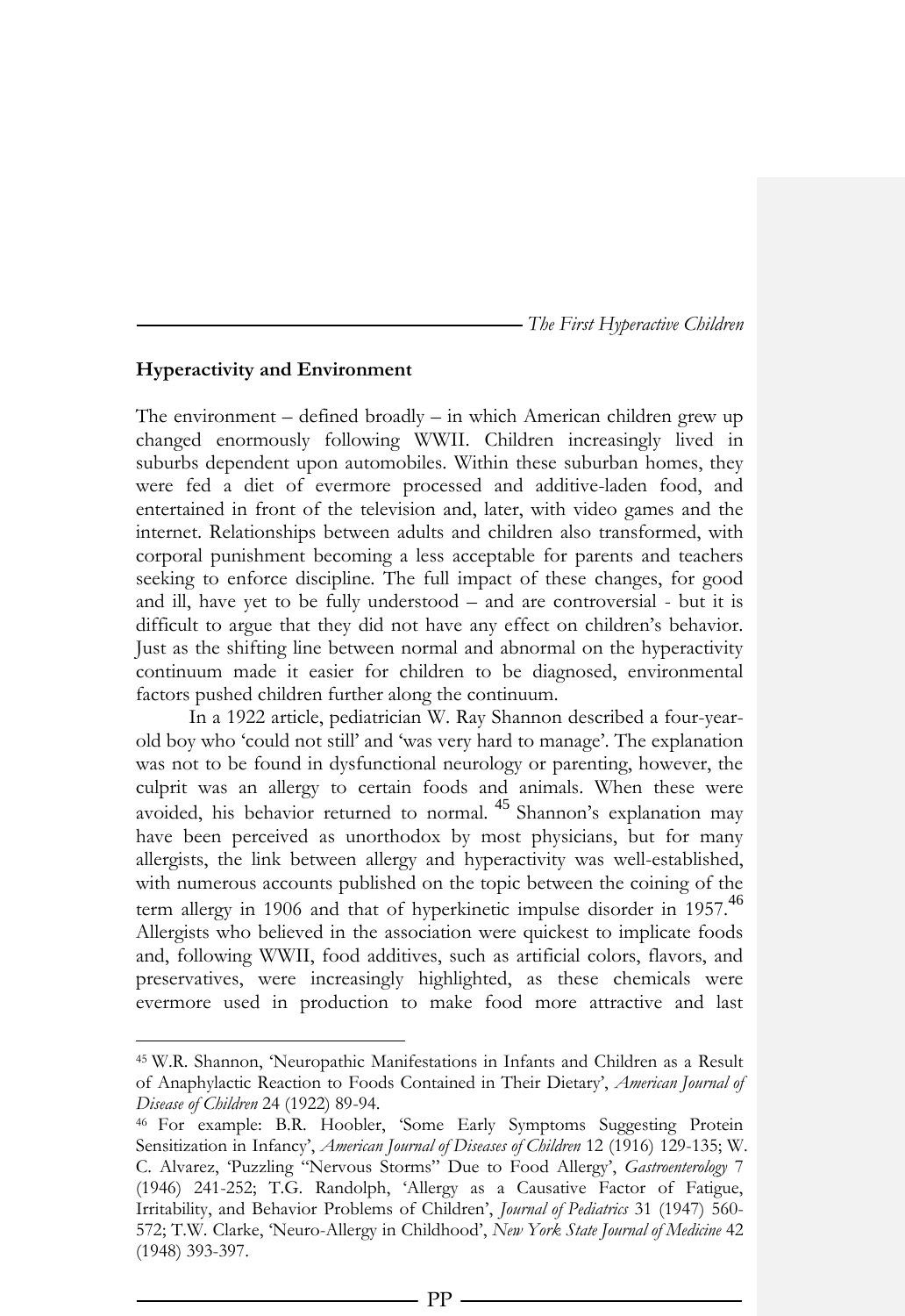## Hyperactivity and Environment

The environment – defined broadly – in which American children grew up changed enormously following WWII. Children increasingly lived in suburbs dependent upon automobiles. Within these suburban homes, they were fed a diet of evermore processed and additive-laden food, and entertained in front of the television and, later, with video games and the internet. Relationships between adults and children also transformed, with corporal punishment becoming a less acceptable for parents and teachers seeking to enforce discipline. The full impact of these changes, for good and ill, have yet to be fully understood – and are controversial - but it is difficult to argue that they did not have any effect on children's behavior. Just as the shifting line between normal and abnormal on the hyperactivity continuum made it easier for children to be diagnosed, environmental factors pushed children further along the continuum.

In a 1922 article, pediatrician W. Ray Shannon described a four-year-old boy who 'could not still' and 'was very hard to manage'. The explanation was not to be found in dysfunctional neurology or parenting, however, the culprit was an allergy to certain foods and animals. When these were avoided, his behavior returned to normal. [45] Shannon's explanation may have been perceived as unorthodox by most physicians, but for many allergists, the link between allergy and hyperactivity was well-established, with numerous accounts published on the topic between the coining of the term allergy in 1906 and that of hyperkinetic impulse disorder in 1957.[46] Allergists who believed in the association were quickest to implicate foods and, following WWII, food additives, such as artificial colors, flavors, and preservatives, were increasingly highlighted, as these chemicals were evermore used in production to make food more attractive and last

---

[45] W.R. Shannon, 'Neuropathic Manifestations in Infants and Children as a Result of Anaphylactic Reaction to Foods Contained in Their Dietary', *American Journal of Disease of Children* 24 (1922) 89-94.

[46] For example: B.R. Hoobler, 'Some Early Symptoms Suggesting Protein Sensitization in Infancy', *American Journal of Diseases of Children* 12 (1916) 129-135; W. C. Alvarez, 'Puzzling "Nervous Storms" Due to Food Allergy', *Gastroenterology* 7 (1946) 241-252; T.G. Randolph, 'Allergy as a Causative Factor of Fatigue, Irritability, and Behavior Problems of Children', *Journal of Pediatrics* 31 (1947) 560-572; T.W. Clarke, 'Neuro-Allergy in Childhood', *New York State Journal of Medicine* 42 (1948) 393-397.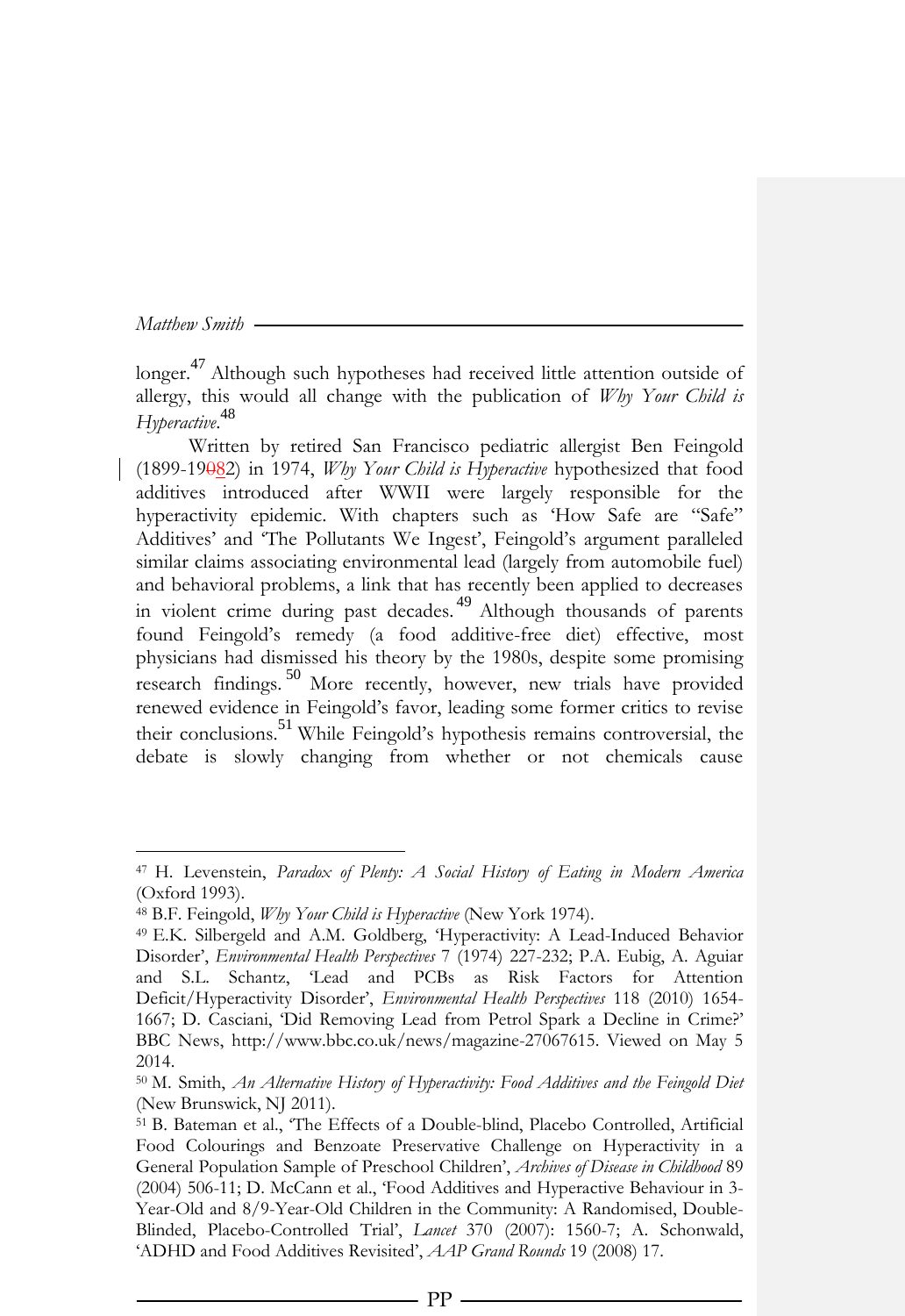longer.[47] Although such hypotheses had received little attention outside of allergy, this would all change with the publication of *Why Your Child is Hyperactive*.[48]

Written by retired San Francisco pediatric allergist Ben Feingold (1899-19082) in 1974, *Why Your Child is Hyperactive* hypothesized that food additives introduced after WWII were largely responsible for the hyperactivity epidemic. With chapters such as 'How Safe are "Safe" Additives' and 'The Pollutants We Ingest', Feingold's argument paralleled similar claims associating environmental lead (largely from automobile fuel) and behavioral problems, a link that has recently been applied to decreases in violent crime during past decades.[49] Although thousands of parents found Feingold's remedy (a food additive-free diet) effective, most physicians had dismissed his theory by the 1980s, despite some promising research findings.[50] More recently, however, new trials have provided renewed evidence in Feingold's favor, leading some former critics to revise their conclusions.[51] While Feingold's hypothesis remains controversial, the debate is slowly changing from whether or not chemicals cause

---

[47] H. Levenstein, *Paradox of Plenty: A Social History of Eating in Modern America* (Oxford 1993).

[48] B.F. Feingold, *Why Your Child is Hyperactive* (New York 1974).

[49] E.K. Silbergeld and A.M. Goldberg, 'Hyperactivity: A Lead-Induced Behavior Disorder', *Environmental Health Perspectives* 7 (1974) 227-232; P.A. Eubig, A. Aguiar and S.L. Schantz, 'Lead and PCBs as Risk Factors for Attention Deficit/Hyperactivity Disorder', *Environmental Health Perspectives* 118 (2010) 1654-1667; D. Casciani, 'Did Removing Lead from Petrol Spark a Decline in Crime?' BBC News, http://www.bbc.co.uk/news/magazine-27067615. Viewed on May 5 2014.

[50] M. Smith, *An Alternative History of Hyperactivity: Food Additives and the Feingold Diet* (New Brunswick, NJ 2011).

[51] B. Bateman et al., 'The Effects of a Double-blind, Placebo Controlled, Artificial Food Colourings and Benzoate Preservative Challenge on Hyperactivity in a General Population Sample of Preschool Children', *Archives of Disease in Childhood* 89 (2004) 506-11; D. McCann et al., 'Food Additives and Hyperactive Behaviour in 3-Year-Old and 8/9-Year-Old Children in the Community: A Randomised, Double-Blinded, Placebo-Controlled Trial', *Lancet* 370 (2007): 1560-7; A. Schonwald, 'ADHD and Food Additives Revisited', *AAP Grand Rounds* 19 (2008) 17.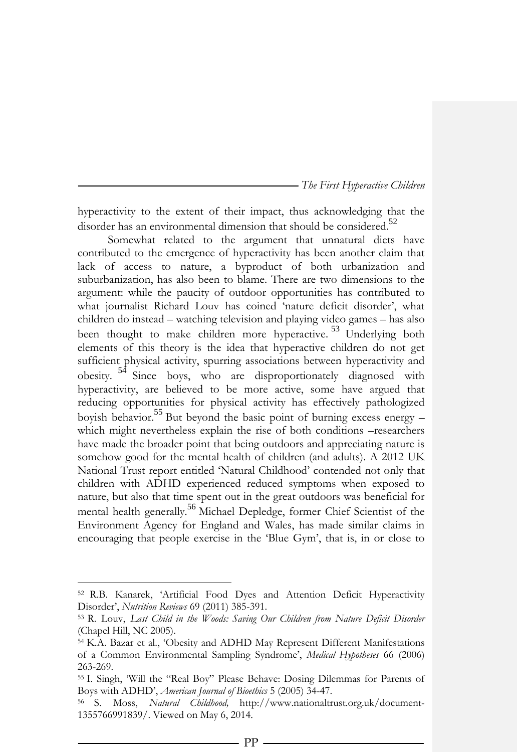hyperactivity to the extent of their impact, thus acknowledging that the disorder has an environmental dimension that should be considered.[52]

Somewhat related to the argument that unnatural diets have contributed to the emergence of hyperactivity has been another claim that lack of access to nature, a byproduct of both urbanization and suburbanization, has also been to blame. There are two dimensions to the argument: while the paucity of outdoor opportunities has contributed to what journalist Richard Louv has coined 'nature deficit disorder', what children do instead – watching television and playing video games – has also been thought to make children more hyperactive.[53] Underlying both elements of this theory is the idea that hyperactive children do not get sufficient physical activity, spurring associations between hyperactivity and obesity.[54] Since boys, who are disproportionately diagnosed with hyperactivity, are believed to be more active, some have argued that reducing opportunities for physical activity has effectively pathologized boyish behavior.[55] But beyond the basic point of burning excess energy – which might nevertheless explain the rise of both conditions –researchers have made the broader point that being outdoors and appreciating nature is somehow good for the mental health of children (and adults). A 2012 UK National Trust report entitled 'Natural Childhood' contended not only that children with ADHD experienced reduced symptoms when exposed to nature, but also that time spent out in the great outdoors was beneficial for mental health generally.[56] Michael Depledge, former Chief Scientist of the Environment Agency for England and Wales, has made similar claims in encouraging that people exercise in the 'Blue Gym', that is, in or close to

---

[52] R.B. Kanarek, 'Artificial Food Dyes and Attention Deficit Hyperactivity Disorder', *Nutrition Reviews* 69 (2011) 385-391.

[53] R. Louv, *Last Child in the Woods: Saving Our Children from Nature Deficit Disorder* (Chapel Hill, NC 2005).

[54] K.A. Bazar et al., 'Obesity and ADHD May Represent Different Manifestations of a Common Environmental Sampling Syndrome', *Medical Hypotheses* 66 (2006) 263-269.

[55] I. Singh, 'Will the "Real Boy" Please Behave: Dosing Dilemmas for Parents of Boys with ADHD', *American Journal of Bioethics* 5 (2005) 34-47.

[56] S. Moss, *Natural Childhood,* http://www.nationaltrust.org.uk/document-1355766991839/. Viewed on May 6, 2014.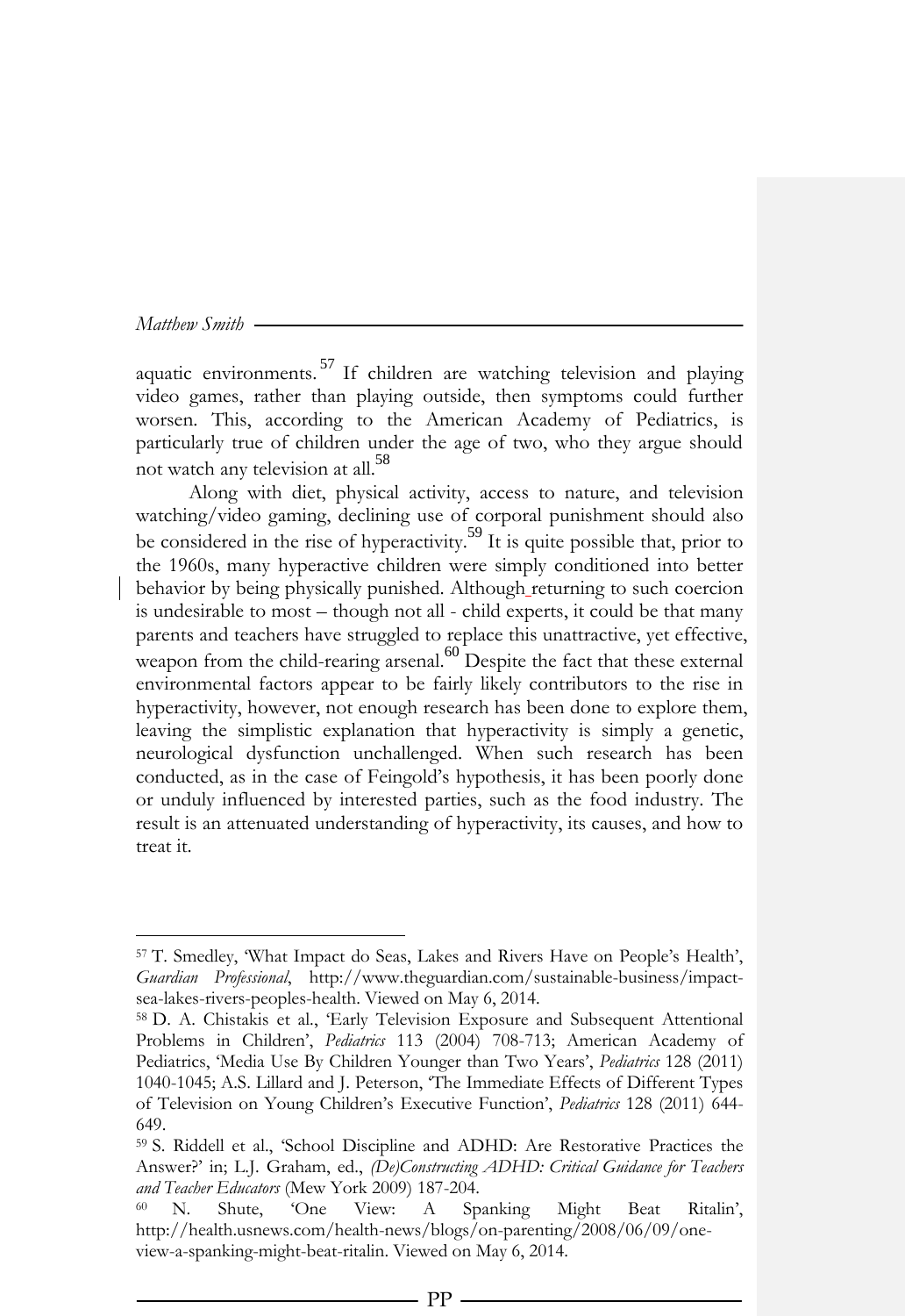aquatic environments.[57] If children are watching television and playing video games, rather than playing outside, then symptoms could further worsen. This, according to the American Academy of Pediatrics, is particularly true of children under the age of two, who they argue should not watch any television at all.[58]

Along with diet, physical activity, access to nature, and television watching/video gaming, declining use of corporal punishment should also be considered in the rise of hyperactivity.[59] It is quite possible that, prior to the 1960s, many hyperactive children were simply conditioned into better behavior by being physically punished. Although returning to such coercion is undesirable to most – though not all - child experts, it could be that many parents and teachers have struggled to replace this unattractive, yet effective, weapon from the child-rearing arsenal.[60] Despite the fact that these external environmental factors appear to be fairly likely contributors to the rise in hyperactivity, however, not enough research has been done to explore them, leaving the simplistic explanation that hyperactivity is simply a genetic, neurological dysfunction unchallenged. When such research has been conducted, as in the case of Feingold's hypothesis, it has been poorly done or unduly influenced by interested parties, such as the food industry. The result is an attenuated understanding of hyperactivity, its causes, and how to treat it.

---

[57] T. Smedley, 'What Impact do Seas, Lakes and Rivers Have on People's Health', *Guardian Professional*, http://www.theguardian.com/sustainable-business/impact-sea-lakes-rivers-peoples-health. Viewed on May 6, 2014.

[58] D. A. Chistakis et al., 'Early Television Exposure and Subsequent Attentional Problems in Children', *Pediatrics* 113 (2004) 708-713; American Academy of Pediatrics, 'Media Use By Children Younger than Two Years', *Pediatrics* 128 (2011) 1040-1045; A.S. Lillard and J. Peterson, 'The Immediate Effects of Different Types of Television on Young Children's Executive Function', *Pediatrics* 128 (2011) 644-649.

[59] S. Riddell et al., 'School Discipline and ADHD: Are Restorative Practices the Answer?' in; L.J. Graham, ed., *(De)Constructing ADHD: Critical Guidance for Teachers and Teacher Educators* (Mew York 2009) 187-204.

[60] N. Shute, 'One View: A Spanking Might Beat Ritalin', http://health.usnews.com/health-news/blogs/on-parenting/2008/06/09/one-view-a-spanking-might-beat-ritalin. Viewed on May 6, 2014.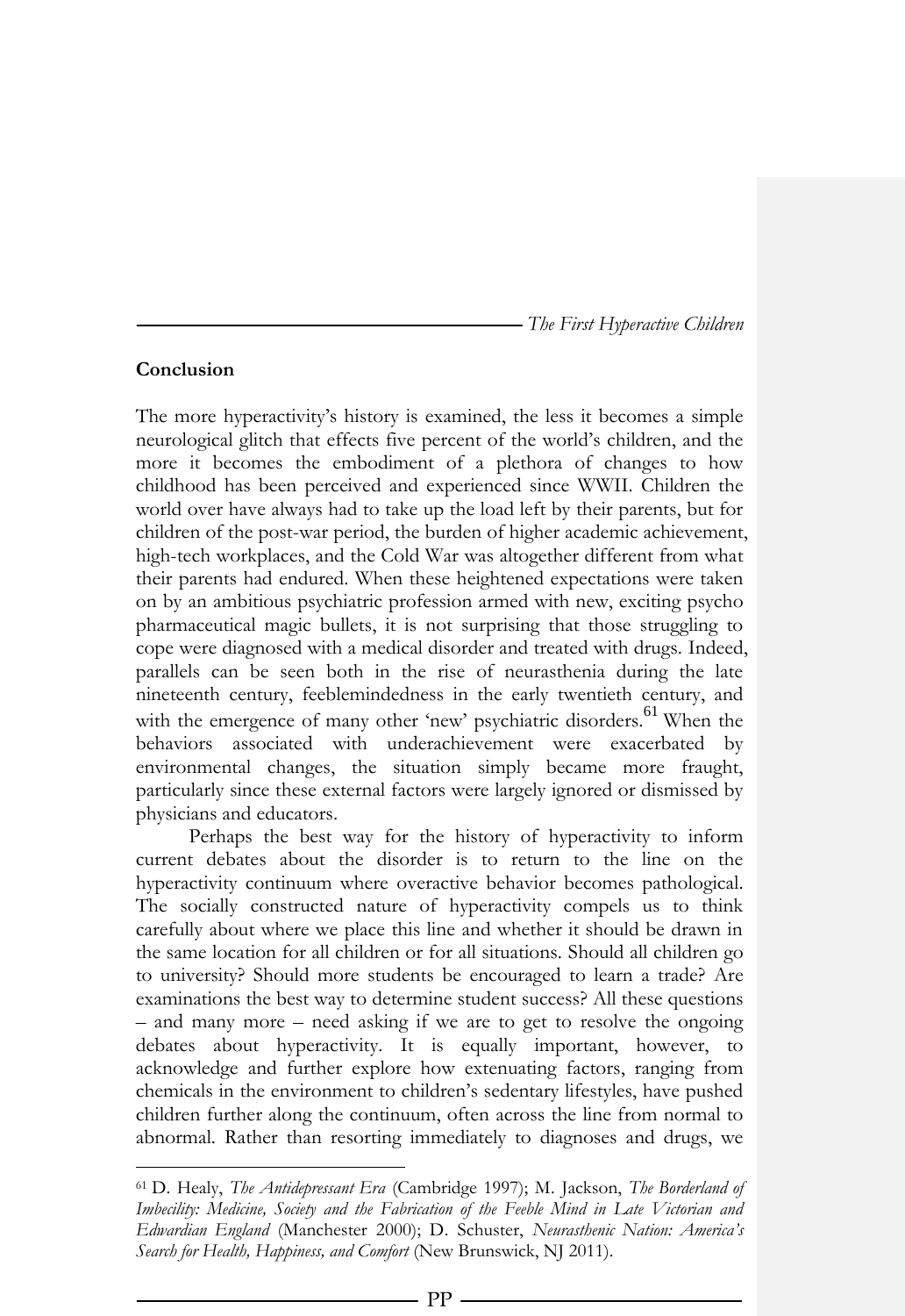## Conclusion

The more hyperactivity's history is examined, the less it becomes a simple neurological glitch that effects five percent of the world's children, and the more it becomes the embodiment of a plethora of changes to how childhood has been perceived and experienced since WWII. Children the world over have always had to take up the load left by their parents, but for children of the post-war period, the burden of higher academic achievement, high-tech workplaces, and the Cold War was altogether different from what their parents had endured. When these heightened expectations were taken on by an ambitious psychiatric profession armed with new, exciting psycho pharmaceutical magic bullets, it is not surprising that those struggling to cope were diagnosed with a medical disorder and treated with drugs. Indeed, parallels can be seen both in the rise of neurasthenia during the late nineteenth century, feeblemindedness in the early twentieth century, and with the emergence of many other 'new' psychiatric disorders.[61] When the behaviors associated with underachievement were exacerbated by environmental changes, the situation simply became more fraught, particularly since these external factors were largely ignored or dismissed by physicians and educators.

Perhaps the best way for the history of hyperactivity to inform current debates about the disorder is to return to the line on the hyperactivity continuum where overactive behavior becomes pathological. The socially constructed nature of hyperactivity compels us to think carefully about where we place this line and whether it should be drawn in the same location for all children or for all situations. Should all children go to university? Should more students be encouraged to learn a trade? Are examinations the best way to determine student success? All these questions – and many more – need asking if we are to get to resolve the ongoing debates about hyperactivity. It is equally important, however, to acknowledge and further explore how extenuating factors, ranging from chemicals in the environment to children's sedentary lifestyles, have pushed children further along the continuum, often across the line from normal to abnormal. Rather than resorting immediately to diagnoses and drugs, we

---

[61] D. Healy, *The Antidepressant Era* (Cambridge 1997); M. Jackson, *The Borderland of Imbecility: Medicine, Society and the Fabrication of the Feeble Mind in Late Victorian and Edwardian England* (Manchester 2000); D. Schuster, *Neurasthenic Nation: America's Search for Health, Happiness, and Comfort* (New Brunswick, NJ 2011).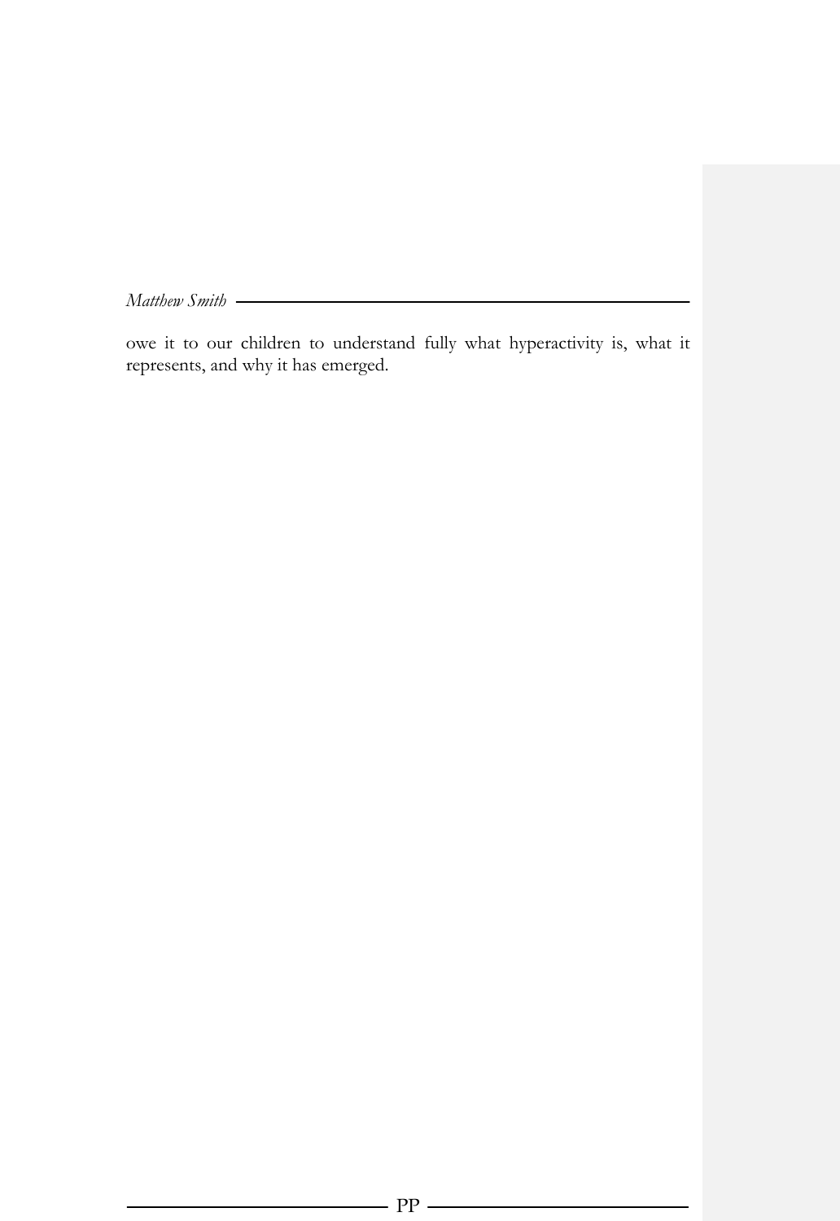owe it to our children to understand fully what hyperactivity is, what it represents, and why it has emerged.